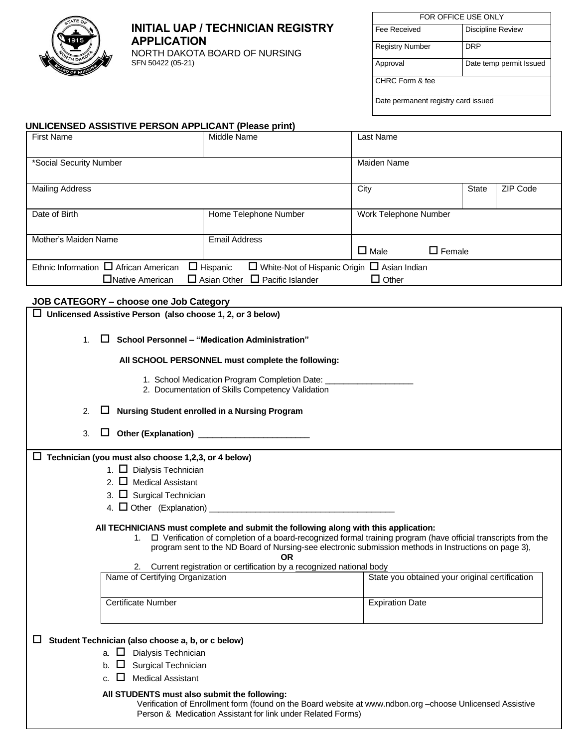# INITIAL UAP / TECHNICIAN REGISTRY APPLICATION

NORTH DAKOTA BOARD OF NURSING
SFN 50422 (05-21)

| FOR OFFICE USE ONLY | |
|---|---|
| Fee Received | Discipline Review |
| Registry Number | DRP |
| Approval | Date temp permit Issued |
| CHRC Form & fee | |
| Date permanent registry card issued | |

## UNLICENSED ASSISTIVE PERSON APPLICANT (Please print)

| First Name | Middle Name | Last Name | | |
|---|---|---|---|---|
| *Social Security Number | | Maiden Name | | |
| Mailing Address | | City | State | ZIP Code |
| Date of Birth | Home Telephone Number | Work Telephone Number | | |
| Mother's Maiden Name | Email Address | ☐ Male ☐ Female | | |

Ethnic Information ☐ African American ☐ Hispanic ☐ White-Not of Hispanic Origin ☐ Asian Indian ☐ Native American ☐ Asian Other ☐ Pacific Islander ☐ Other

## JOB CATEGORY – choose one Job Category

☐ **Unlicensed Assistive Person (also choose 1, 2, or 3 below)**

1. ☐ **School Personnel – "Medication Administration"**

   **All SCHOOL PERSONNEL must complete the following:**

   1. School Medication Program Completion Date: ___________________
   2. Documentation of Skills Competency Validation

2. ☐ **Nursing Student enrolled in a Nursing Program**

3. ☐ **Other (Explanation)** ________________________

☐ **Technician (you must also choose 1,2,3, or 4 below)**

1. ☐ Dialysis Technician
2. ☐ Medical Assistant
3. ☐ Surgical Technician
4. ☐ Other (Explanation) ________________________________________

**All TECHNICIANS must complete and submit the following along with this application:**

1. ☐ Verification of completion of a board-recognized formal training program (have official transcripts from the program sent to the ND Board of Nursing-see electronic submission methods in Instructions on page 3),

   **OR**

2. Current registration or certification by a recognized national body

| Name of Certifying Organization | State you obtained your original certification |
|---|---|
| Certificate Number | Expiration Date |

☐ **Student Technician (also choose a, b, or c below)**

a. ☐ Dialysis Technician
b. ☐ Surgical Technician
c. ☐ Medical Assistant

**All STUDENTS must also submit the following:**

Verification of Enrollment form (found on the Board website at www.ndbon.org –choose Unlicensed Assistive Person & Medication Assistant for link under Related Forms)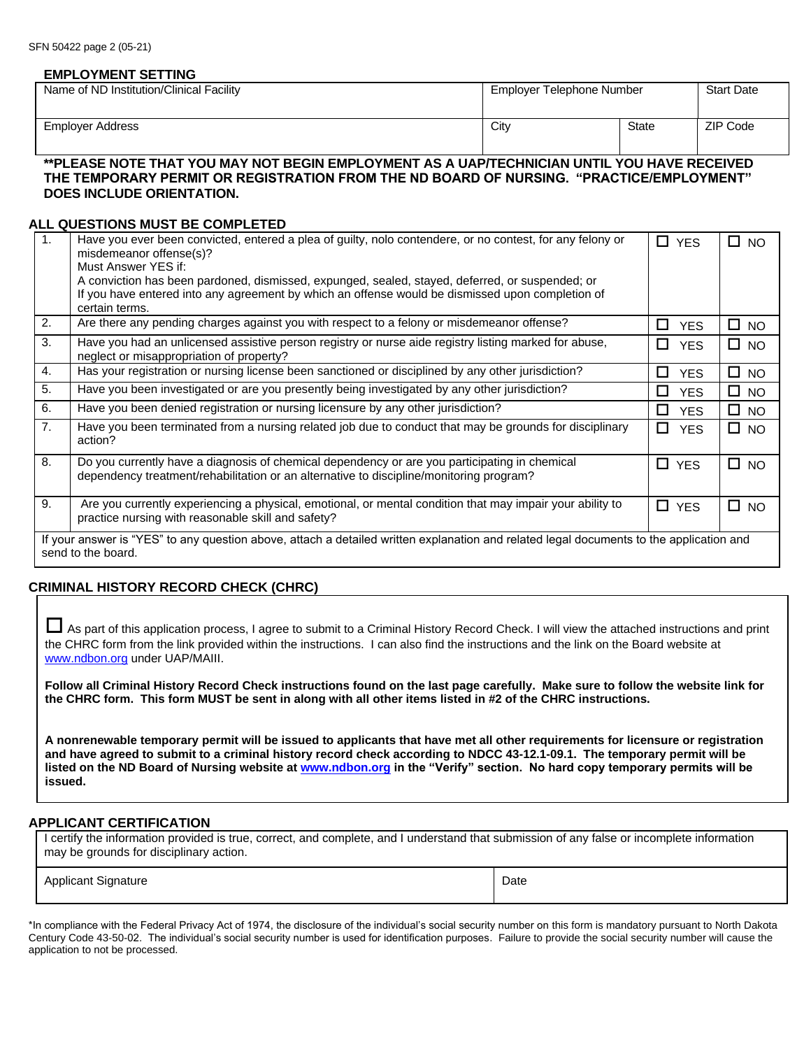## EMPLOYMENT SETTING

| Name of ND Institution/Clinical Facility | Employer Telephone Number | | Start Date |
|---|---|---|---|
| Employer Address | City | State | ZIP Code |

**\*\*PLEASE NOTE THAT YOU MAY NOT BEGIN EMPLOYMENT AS A UAP/TECHNICIAN UNTIL YOU HAVE RECEIVED THE TEMPORARY PERMIT OR REGISTRATION FROM THE ND BOARD OF NURSING. "PRACTICE/EMPLOYMENT" DOES INCLUDE ORIENTATION.**

## ALL QUESTIONS MUST BE COMPLETED

| | | | |
|---|---|---|---|
| 1. | Have you ever been convicted, entered a plea of guilty, nolo contendere, or no contest, for any felony or misdemeanor offense(s)?<br>Must Answer YES if:<br>A conviction has been pardoned, dismissed, expunged, sealed, stayed, deferred, or suspended; or<br>If you have entered into any agreement by which an offense would be dismissed upon completion of certain terms. | ☐ YES | ☐ NO |
| 2. | Are there any pending charges against you with respect to a felony or misdemeanor offense? | ☐ YES | ☐ NO |
| 3. | Have you had an unlicensed assistive person registry or nurse aide registry listing marked for abuse, neglect or misappropriation of property? | ☐ YES | ☐ NO |
| 4. | Has your registration or nursing license been sanctioned or disciplined by any other jurisdiction? | ☐ YES | ☐ NO |
| 5. | Have you been investigated or are you presently being investigated by any other jurisdiction? | ☐ YES | ☐ NO |
| 6. | Have you been denied registration or nursing licensure by any other jurisdiction? | ☐ YES | ☐ NO |
| 7. | Have you been terminated from a nursing related job due to conduct that may be grounds for disciplinary action? | ☐ YES | ☐ NO |
| 8. | Do you currently have a diagnosis of chemical dependency or are you participating in chemical dependency treatment/rehabilitation or an alternative to discipline/monitoring program? | ☐ YES | ☐ NO |
| 9. | Are you currently experiencing a physical, emotional, or mental condition that may impair your ability to practice nursing with reasonable skill and safety? | ☐ YES | ☐ NO |

If your answer is "YES" to any question above, attach a detailed written explanation and related legal documents to the application and send to the board.

## CRIMINAL HISTORY RECORD CHECK (CHRC)

☐ As part of this application process, I agree to submit to a Criminal History Record Check. I will view the attached instructions and print the CHRC form from the link provided within the instructions. I can also find the instructions and the link on the Board website at www.ndbon.org under UAP/MAIII.

**Follow all Criminal History Record Check instructions found on the last page carefully. Make sure to follow the website link for the CHRC form. This form MUST be sent in along with all other items listed in #2 of the CHRC instructions.**

**A nonrenewable temporary permit will be issued to applicants that have met all other requirements for licensure or registration and have agreed to submit to a criminal history record check according to NDCC 43-12.1-09.1. The temporary permit will be listed on the ND Board of Nursing website at www.ndbon.org in the "Verify" section. No hard copy temporary permits will be issued.**

## APPLICANT CERTIFICATION

| I certify the information provided is true, correct, and complete, and I understand that submission of any false or incomplete information may be grounds for disciplinary action. | |
|---|---|
| Applicant Signature | Date |

*In compliance with the Federal Privacy Act of 1974, the disclosure of the individual's social security number on this form is mandatory pursuant to North Dakota Century Code 43-50-02. The individual's social security number is used for identification purposes. Failure to provide the social security number will cause the application to not be processed.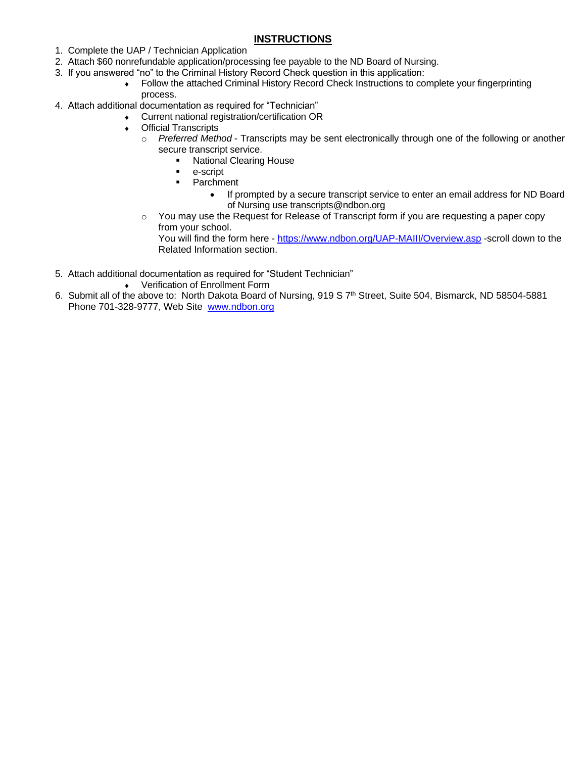## INSTRUCTIONS

1. Complete the UAP / Technician Application
2. Attach $60 nonrefundable application/processing fee payable to the ND Board of Nursing.
3. If you answered "no" to the Criminal History Record Check question in this application:
   - Follow the attached Criminal History Record Check Instructions to complete your fingerprinting process.
4. Attach additional documentation as required for "Technician"
   - Current national registration/certification OR
   - Official Transcripts
     - *Preferred Method* - Transcripts may be sent electronically through one of the following or another secure transcript service.
       - National Clearing House
       - e-script
       - Parchment
         - If prompted by a secure transcript service to enter an email address for ND Board of Nursing use transcripts@ndbon.org
     - You may use the Request for Release of Transcript form if you are requesting a paper copy from your school.
       You will find the form here - https://www.ndbon.org/UAP-MAIII/Overview.asp -scroll down to the Related Information section.
5. Attach additional documentation as required for "Student Technician"
   - Verification of Enrollment Form
6. Submit all of the above to: North Dakota Board of Nursing, 919 S 7th Street, Suite 504, Bismarck, ND 58504-5881
   Phone 701-328-9777, Web Site www.ndbon.org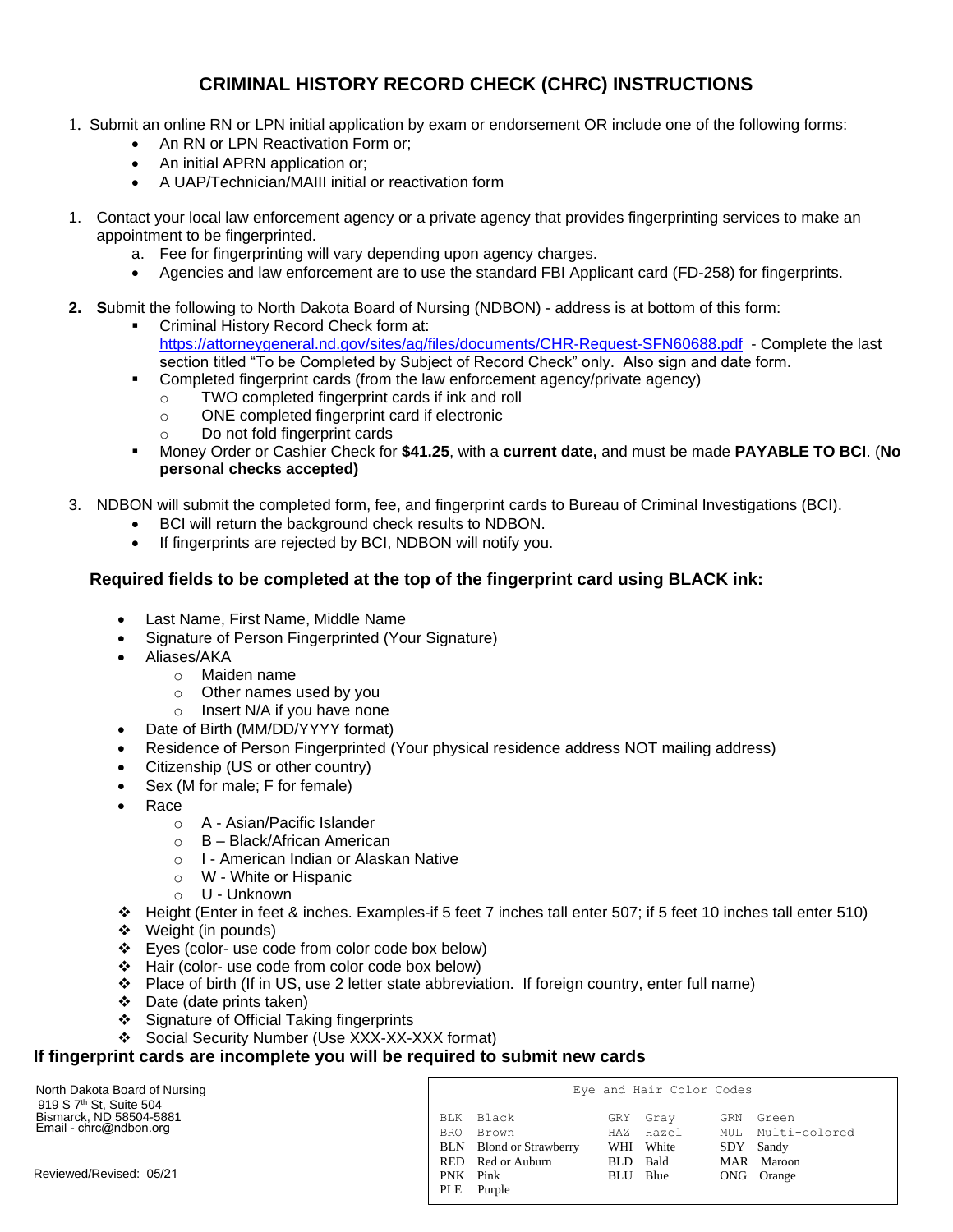# CRIMINAL HISTORY RECORD CHECK (CHRC) INSTRUCTIONS

1. Submit an online RN or LPN initial application by exam or endorsement OR include one of the following forms:
   - An RN or LPN Reactivation Form or;
   - An initial APRN application or;
   - A UAP/Technician/MAIII initial or reactivation form

1. Contact your local law enforcement agency or a private agency that provides fingerprinting services to make an appointment to be fingerprinted.
   a. Fee for fingerprinting will vary depending upon agency charges.
   - Agencies and law enforcement are to use the standard FBI Applicant card (FD-258) for fingerprints.

**2.** **S**ubmit the following to North Dakota Board of Nursing (NDBON) - address is at bottom of this form:
   - Criminal History Record Check form at: https://attorneygeneral.nd.gov/sites/ag/files/documents/CHR-Request-SFN60688.pdf - Complete the last section titled "To be Completed by Subject of Record Check" only. Also sign and date form.
   - Completed fingerprint cards (from the law enforcement agency/private agency)
     - TWO completed fingerprint cards if ink and roll
     - ONE completed fingerprint card if electronic
     - Do not fold fingerprint cards
   - Money Order or Cashier Check for **$41.25**, with a **current date,** and must be made **PAYABLE TO BCI**. (**No personal checks accepted)**

3. NDBON will submit the completed form, fee, and fingerprint cards to Bureau of Criminal Investigations (BCI).
   - BCI will return the background check results to NDBON.
   - If fingerprints are rejected by BCI, NDBON will notify you.

### Required fields to be completed at the top of the fingerprint card using BLACK ink:

- Last Name, First Name, Middle Name
- Signature of Person Fingerprinted (Your Signature)
- Aliases/AKA
  - Maiden name
  - Other names used by you
  - Insert N/A if you have none
- Date of Birth (MM/DD/YYYY format)
- Residence of Person Fingerprinted (Your physical residence address NOT mailing address)
- Citizenship (US or other country)
- Sex (M for male; F for female)
- Race
  - A - Asian/Pacific Islander
  - B – Black/African American
  - I - American Indian or Alaskan Native
  - W - White or Hispanic
  - U - Unknown
- Height (Enter in feet & inches. Examples-if 5 feet 7 inches tall enter 507; if 5 feet 10 inches tall enter 510)
- Weight (in pounds)
- Eyes (color- use code from color code box below)
- Hair (color- use code from color code box below)
- Place of birth (If in US, use 2 letter state abbreviation. If foreign country, enter full name)
- Date (date prints taken)
- Signature of Official Taking fingerprints
- Social Security Number (Use XXX-XX-XXX format)

**If fingerprint cards are incomplete you will be required to submit new cards**

North Dakota Board of Nursing
919 S 7th St, Suite 504
Bismarck, ND 58504-5881
Email - chrc@ndbon.org

Reviewed/Revised: 05/21

Eye and Hair Color Codes

| | | | | | |
|---|---|---|---|---|---|
| BLK | Black | GRY | Gray | GRN | Green |
| BRO | Brown | HAZ | Hazel | MUL | Multi-colored |
| BLN | Blond or Strawberry | WHI | White | SDY | Sandy |
| RED | Red or Auburn | BLD | Bald | MAR | Maroon |
| PNK | Pink | BLU | Blue | ONG | Orange |
| PLE | Purple | | | | |